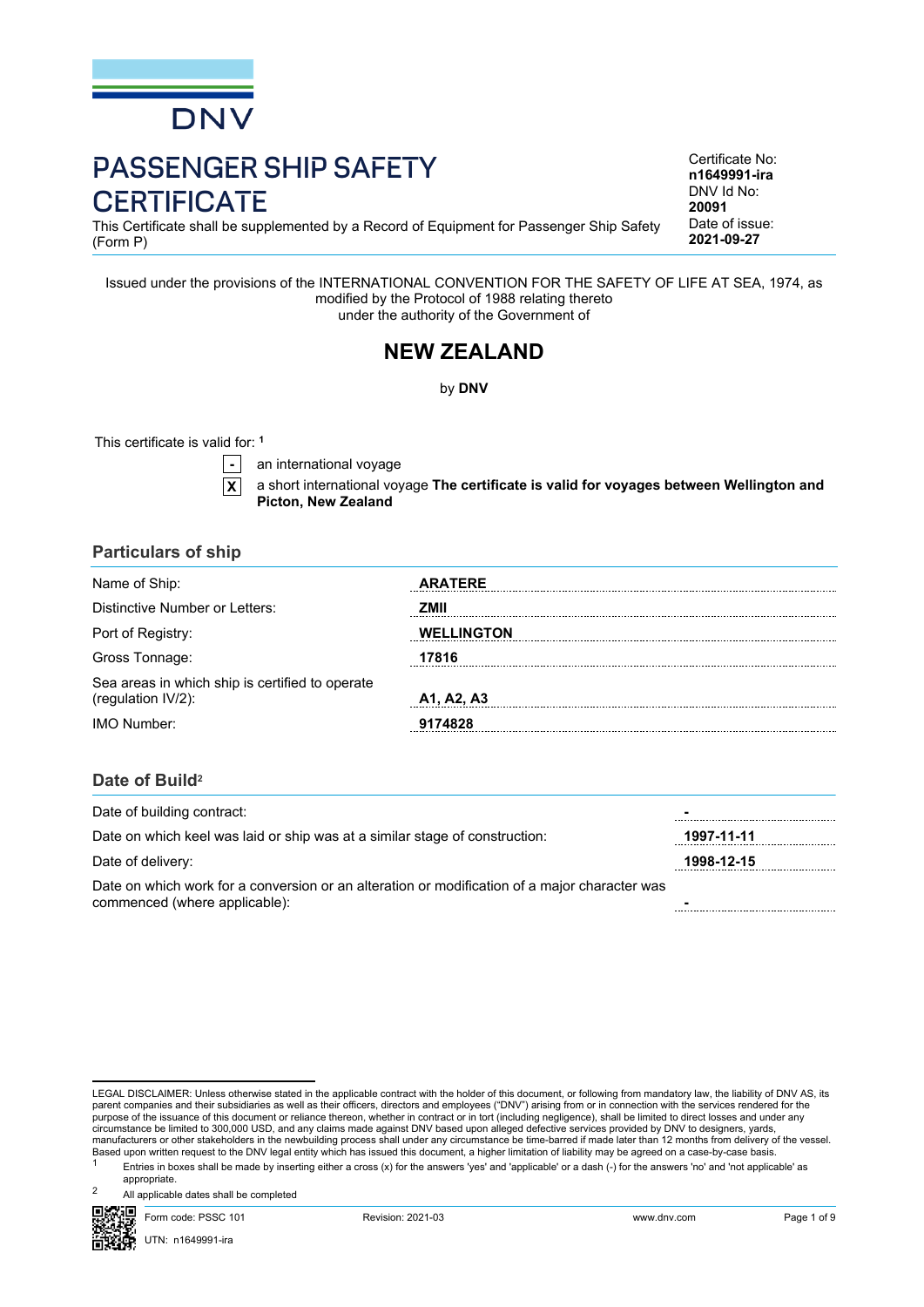DNV

# PASSENGER SHIP SAFETY CERTIFICATE

This Certificate shall be supplemented by a Record of Equipment for Passenger Ship Safety (Form P)

Certificate No: **n1649991-ira**
DNV Id No: **20091**
Date of issue: **2021-09-27**

Issued under the provisions of the INTERNATIONAL CONVENTION FOR THE SAFETY OF LIFE AT SEA, 1974, as modified by the Protocol of 1988 relating thereto
under the authority of the Government of

## NEW ZEALAND

by **DNV**

This certificate is valid for: [1]

- [-] an international voyage
- [X] a short international voyage **The certificate is valid for voyages between Wellington and Picton, New Zealand**

## Particulars of ship

| | |
|---|---|
| Name of Ship: | **ARATERE** |
| Distinctive Number or Letters: | **ZMII** |
| Port of Registry: | **WELLINGTON** |
| Gross Tonnage: | **17816** |
| Sea areas in which ship is certified to operate (regulation IV/2): | **A1, A2, A3** |
| IMO Number: | **9174828** |

## Date of Build[2]

| | |
|---|---|
| Date of building contract: | **-** |
| Date on which keel was laid or ship was at a similar stage of construction: | **1997-11-11** |
| Date of delivery: | **1998-12-15** |
| Date on which work for a conversion or an alteration or modification of a major character was commenced (where applicable): | **-** |

LEGAL DISCLAIMER: Unless otherwise stated in the applicable contract with the holder of this document, or following from mandatory law, the liability of DNV AS, its parent companies and their subsidiaries as well as their officers, directors and employees ("DNV") arising from or in connection with the services rendered for the purpose of the issuance of this document or reliance thereon, whether in contract or in tort (including negligence), shall be limited to direct losses and under any circumstance be limited to 300,000 USD, and any claims made against DNV based upon alleged defective services provided by DNV to designers, yards, manufacturers or other stakeholders in the newbuilding process shall under any circumstance be time-barred if made later than 12 months from delivery of the vessel. Based upon written request to the DNV legal entity which has issued this document, a higher limitation of liability may be agreed on a case-by-case basis.

[1] Entries in boxes shall be made by inserting either a cross (x) for the answers 'yes' and 'applicable' or a dash (-) for the answers 'no' and 'not applicable' as appropriate.

[2] All applicable dates shall be completed

Form code: PSSC 101 Revision: 2021-03 www.dnv.com

UTN: n1649991-ira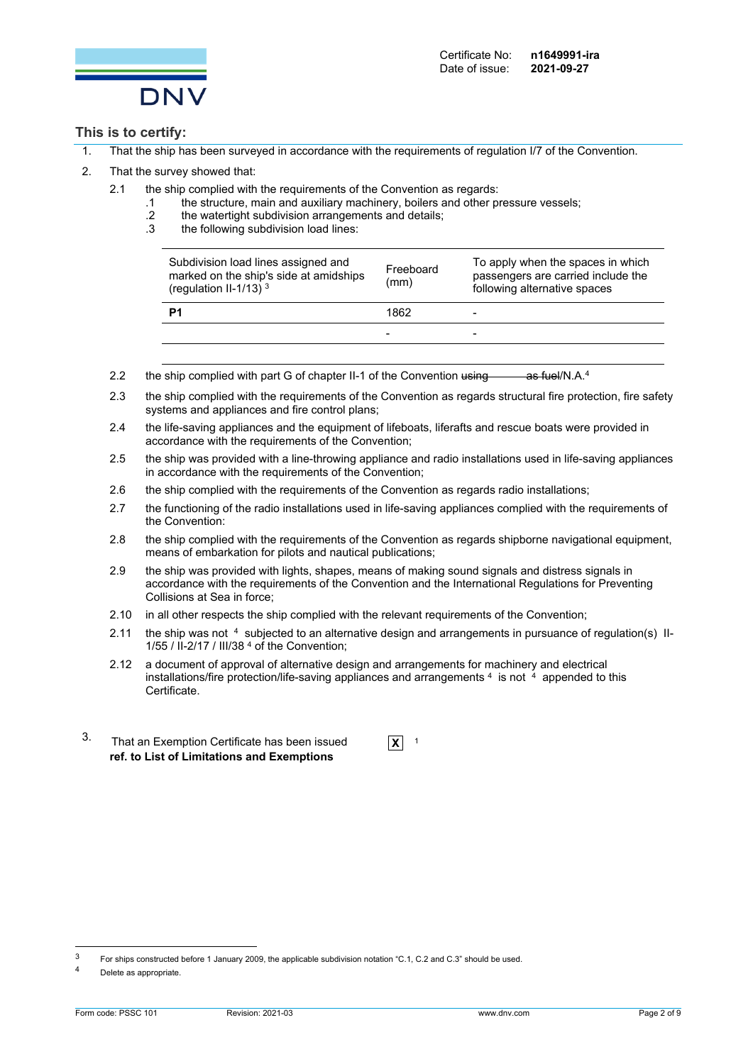Certificate No: **n1649991-ira**
Date of issue: **2021-09-27**

## This is to certify:

1. That the ship has been surveyed in accordance with the requirements of regulation I/7 of the Convention.
2. That the survey showed that:
   - 2.1 the ship complied with the requirements of the Convention as regards:
     - .1 the structure, main and auxiliary machinery, boilers and other pressure vessels;
     - .2 the watertight subdivision arrangements and details;
     - .3 the following subdivision load lines:

| Subdivision load lines assigned and marked on the ship's side at amidships (regulation II-1/13) [3] | Freeboard (mm) | To apply when the spaces in which passengers are carried include the following alternative spaces |
|---|---|---|
| **P1** | 1862 | - |
| | - | - |

   - 2.2 the ship complied with part G of chapter II-1 of the Convention ~~using as fuel~~/N.A.[4]
   - 2.3 the ship complied with the requirements of the Convention as regards structural fire protection, fire safety systems and appliances and fire control plans;
   - 2.4 the life-saving appliances and the equipment of lifeboats, liferafts and rescue boats were provided in accordance with the requirements of the Convention;
   - 2.5 the ship was provided with a line-throwing appliance and radio installations used in life-saving appliances in accordance with the requirements of the Convention;
   - 2.6 the ship complied with the requirements of the Convention as regards radio installations;
   - 2.7 the functioning of the radio installations used in life-saving appliances complied with the requirements of the Convention:
   - 2.8 the ship complied with the requirements of the Convention as regards shipborne navigational equipment, means of embarkation for pilots and nautical publications;
   - 2.9 the ship was provided with lights, shapes, means of making sound signals and distress signals in accordance with the requirements of the Convention and the International Regulations for Preventing Collisions at Sea in force;
   - 2.10 in all other respects the ship complied with the relevant requirements of the Convention;
   - 2.11 the ship was not [4] subjected to an alternative design and arrangements in pursuance of regulation(s) II-1/55 / II-2/17 / III/38 [4] of the Convention;
   - 2.12 a document of approval of alternative design and arrangements for machinery and electrical installations/fire protection/life-saving appliances and arrangements [4] is not [4] appended to this Certificate.

3. That an Exemption Certificate has been issued **X** [1]
   **ref. to List of Limitations and Exemptions**

---

[3] For ships constructed before 1 January 2009, the applicable subdivision notation "C.1, C.2 and C.3" should be used.

[4] Delete as appropriate.

Form code: PSSC 101 Revision: 2021-03 www.dnv.com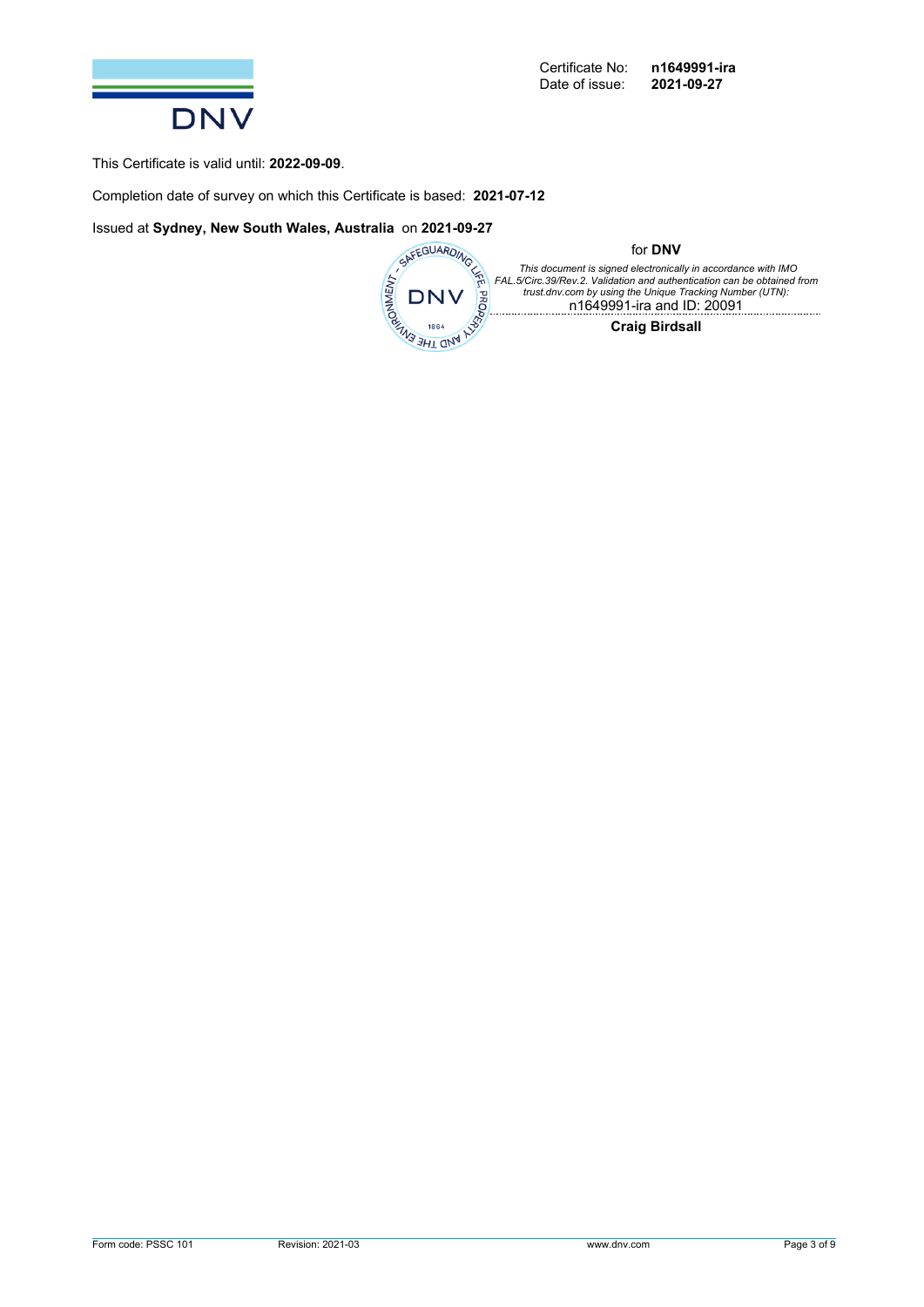Certificate No: **n1649991-ira**
Date of issue: **2021-09-27**

This Certificate is valid until: **2022-09-09**.

Completion date of survey on which this Certificate is based: **2021-07-12**

Issued at **Sydney, New South Wales, Australia** on **2021-09-27**

for **DNV**

*This document is signed electronically in accordance with IMO FAL.5/Circ.39/Rev.2. Validation and authentication can be obtained from trust.dnv.com by using the Unique Tracking Number (UTN):*
n1649991-ira and ID: 20091

**Craig Birdsall**

Form code: PSSC 101 Revision: 2021-03 www.dnv.com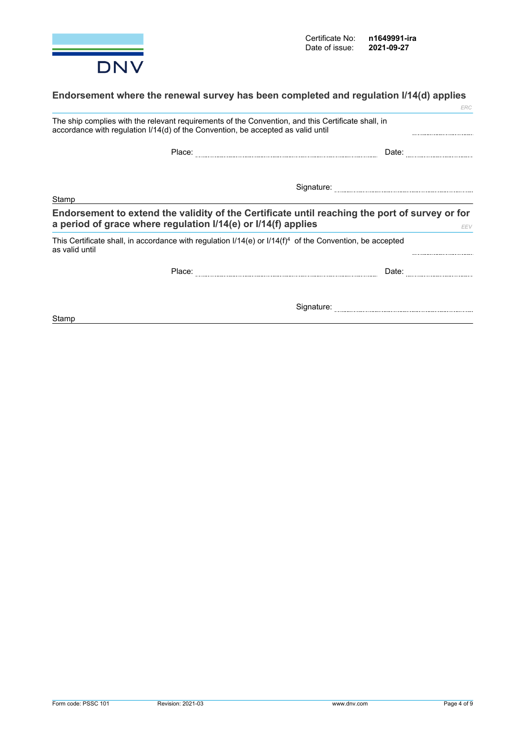Certificate No: **n1649991-ira**
Date of issue: **2021-09-27**

## Endorsement where the renewal survey has been completed and regulation I/14(d) applies

*ERC*

The ship complies with the relevant requirements of the Convention, and this Certificate shall, in accordance with regulation I/14(d) of the Convention, be accepted as valid until ..............................

Place: .............................................................................. Date: ..............................

Signature: ..............................................................................

Stamp

## Endorsement to extend the validity of the Certificate until reaching the port of survey or for a period of grace where regulation I/14(e) or I/14(f) applies

*EEV*

This Certificate shall, in accordance with regulation I/14(e) or I/14(f)[4] of the Convention, be accepted as valid until ..............................

Place: .............................................................................. Date: ..............................

Signature: ..............................................................................

Stamp

Form code: PSSC 101 Revision: 2021-03 www.dnv.com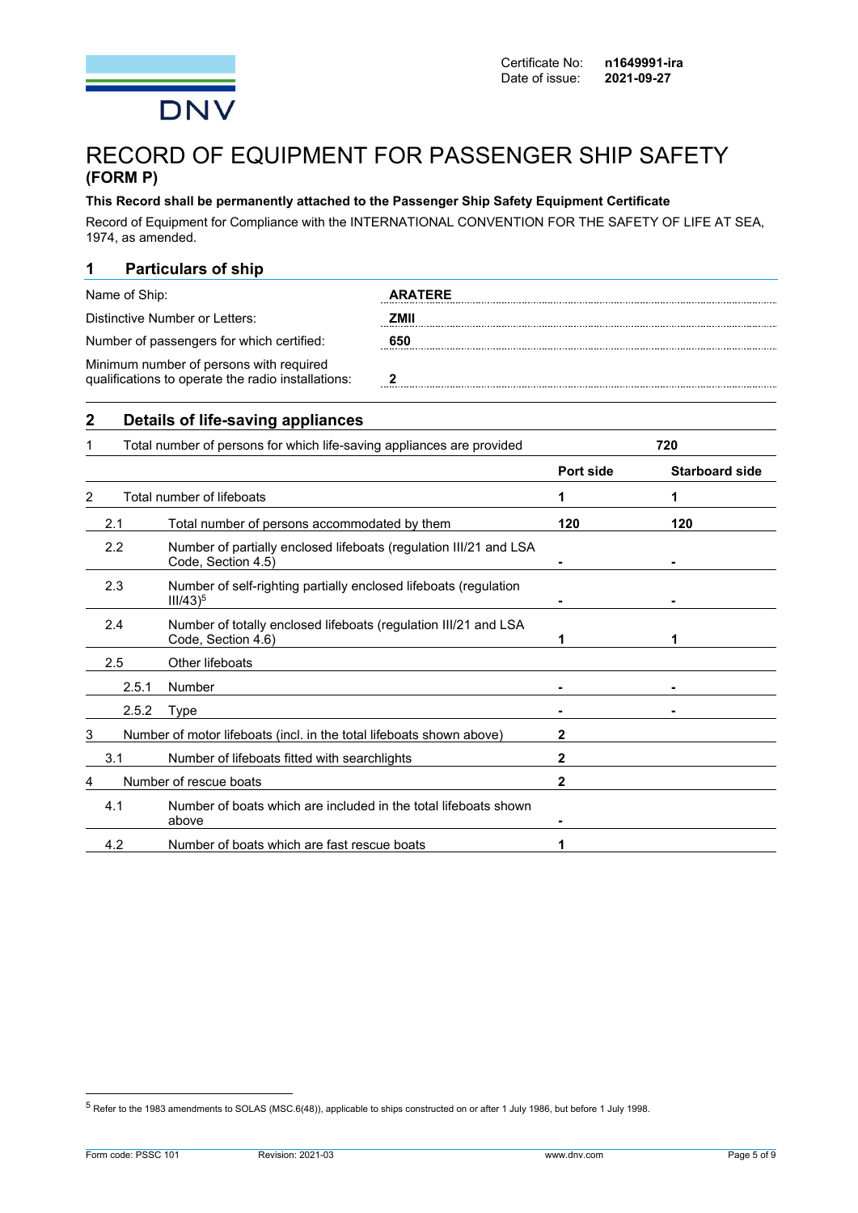Certificate No: **n1649991-ira**
Date of issue: **2021-09-27**

# RECORD OF EQUIPMENT FOR PASSENGER SHIP SAFETY
**(FORM P)**

**This Record shall be permanently attached to the Passenger Ship Safety Equipment Certificate**

Record of Equipment for Compliance with the INTERNATIONAL CONVENTION FOR THE SAFETY OF LIFE AT SEA, 1974, as amended.

## 1 Particulars of ship

| | |
|---|---|
| Name of Ship: | **ARATERE** |
| Distinctive Number or Letters: | **ZMII** |
| Number of passengers for which certified: | **650** |
| Minimum number of persons with required qualifications to operate the radio installations: | **2** |

## 2 Details of life-saving appliances

| | | | | |
|---|---|---|---|---|
| 1 | | Total number of persons for which life-saving appliances are provided | **720** | |
| | | | **Port side** | **Starboard side** |
| 2 | | Total number of lifeboats | **1** | **1** |
| | 2.1 | Total number of persons accommodated by them | **120** | **120** |
| | 2.2 | Number of partially enclosed lifeboats (regulation III/21 and LSA Code, Section 4.5) | **-** | **-** |
| | 2.3 | Number of self-righting partially enclosed lifeboats (regulation III/43)[5] | **-** | **-** |
| | 2.4 | Number of totally enclosed lifeboats (regulation III/21 and LSA Code, Section 4.6) | **1** | **1** |
| | 2.5 | Other lifeboats | | |
| | 2.5.1 | Number | **-** | **-** |
| | 2.5.2 | Type | **-** | **-** |
| 3 | | Number of motor lifeboats (incl. in the total lifeboats shown above) | **2** | |
| | 3.1 | Number of lifeboats fitted with searchlights | **2** | |
| 4 | | Number of rescue boats | **2** | |
| | 4.1 | Number of boats which are included in the total lifeboats shown above | **-** | |
| | 4.2 | Number of boats which are fast rescue boats | **1** | |

[5] Refer to the 1983 amendments to SOLAS (MSC.6(48)), applicable to ships constructed on or after 1 July 1986, but before 1 July 1998.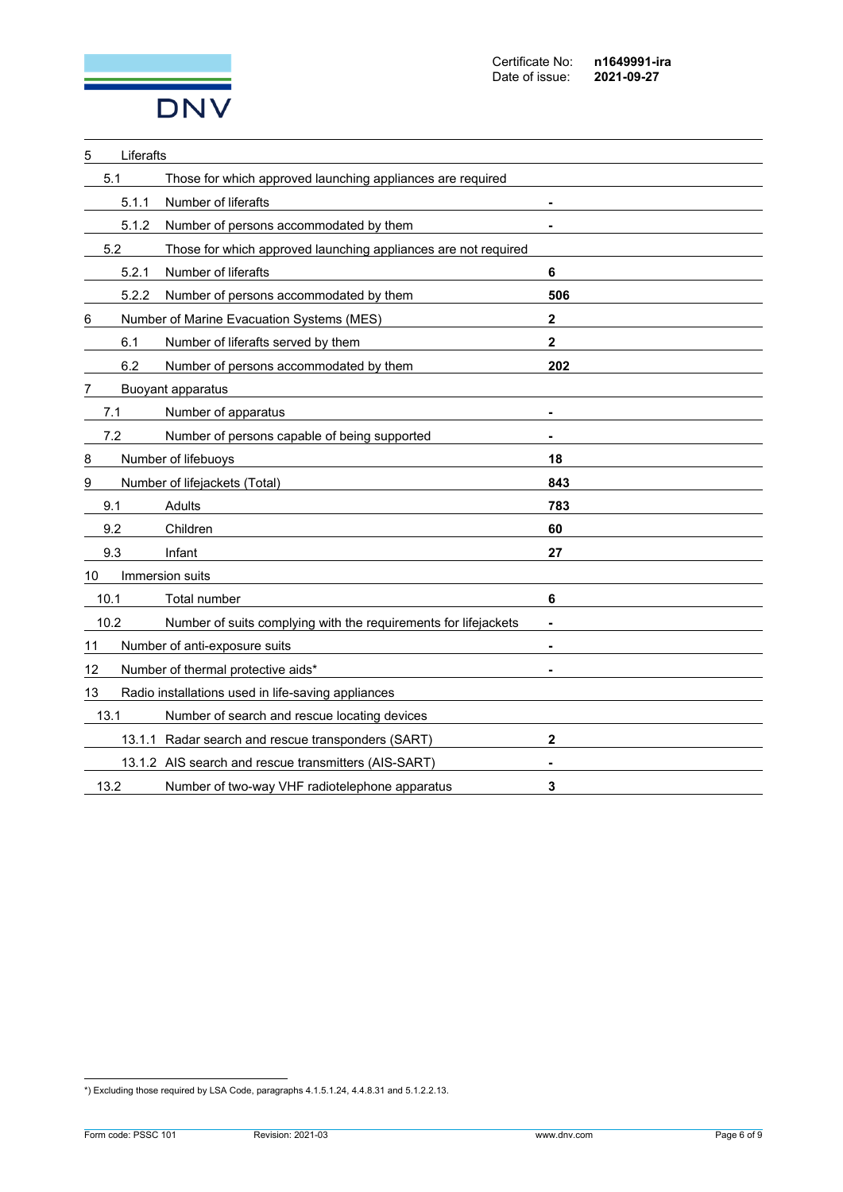Certificate No: **n1649991-ira**
Date of issue: **2021-09-27**

| | | |
|---|---|---|
| 5 | Liferafts | |
| 5.1 | Those for which approved launching appliances are required | |
| 5.1.1 | Number of liferafts | **-** |
| 5.1.2 | Number of persons accommodated by them | **-** |
| 5.2 | Those for which approved launching appliances are not required | |
| 5.2.1 | Number of liferafts | **6** |
| 5.2.2 | Number of persons accommodated by them | **506** |
| 6 | Number of Marine Evacuation Systems (MES) | **2** |
| 6.1 | Number of liferafts served by them | **2** |
| 6.2 | Number of persons accommodated by them | **202** |
| 7 | Buoyant apparatus | |
| 7.1 | Number of apparatus | **-** |
| 7.2 | Number of persons capable of being supported | **-** |
| 8 | Number of lifebuoys | **18** |
| 9 | Number of lifejackets (Total) | **843** |
| 9.1 | Adults | **783** |
| 9.2 | Children | **60** |
| 9.3 | Infant | **27** |
| 10 | Immersion suits | |
| 10.1 | Total number | **6** |
| 10.2 | Number of suits complying with the requirements for lifejackets | **-** |
| 11 | Number of anti-exposure suits | **-** |
| 12 | Number of thermal protective aids* | **-** |
| 13 | Radio installations used in life-saving appliances | |
| 13.1 | Number of search and rescue locating devices | |
| 13.1.1 | Radar search and rescue transponders (SART) | **2** |
| 13.1.2 | AIS search and rescue transmitters (AIS-SART) | **-** |
| 13.2 | Number of two-way VHF radiotelephone apparatus | **3** |

*) Excluding those required by LSA Code, paragraphs 4.1.5.1.24, 4.4.8.31 and 5.1.2.2.13.

Form code: PSSC 101 Revision: 2021-03 www.dnv.com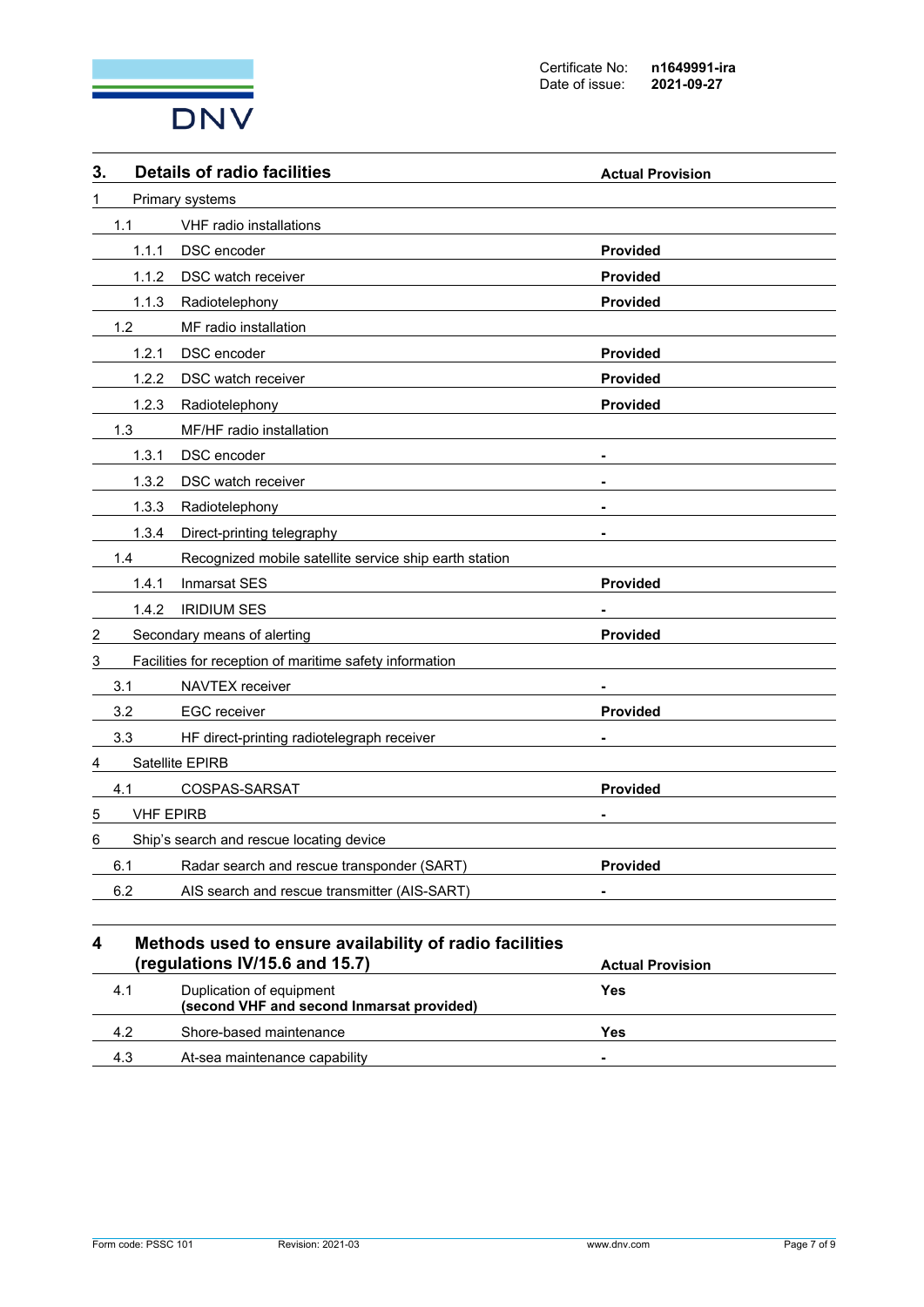Certificate No: **n1649991-ira**
Date of issue: **2021-09-27**

## 3. Details of radio facilities

| | | Actual Provision |
|---|---|---|
| 1 | Primary systems | |
| 1.1 | VHF radio installations | |
| 1.1.1 | DSC encoder | **Provided** |
| 1.1.2 | DSC watch receiver | **Provided** |
| 1.1.3 | Radiotelephony | **Provided** |
| 1.2 | MF radio installation | |
| 1.2.1 | DSC encoder | **Provided** |
| 1.2.2 | DSC watch receiver | **Provided** |
| 1.2.3 | Radiotelephony | **Provided** |
| 1.3 | MF/HF radio installation | |
| 1.3.1 | DSC encoder | - |
| 1.3.2 | DSC watch receiver | - |
| 1.3.3 | Radiotelephony | - |
| 1.3.4 | Direct-printing telegraphy | - |
| 1.4 | Recognized mobile satellite service ship earth station | |
| 1.4.1 | Inmarsat SES | **Provided** |
| 1.4.2 | IRIDIUM SES | - |
| 2 | Secondary means of alerting | **Provided** |
| 3 | Facilities for reception of maritime safety information | |
| 3.1 | NAVTEX receiver | - |
| 3.2 | EGC receiver | **Provided** |
| 3.3 | HF direct-printing radiotelegraph receiver | - |
| 4 | Satellite EPIRB | |
| 4.1 | COSPAS-SARSAT | **Provided** |
| 5 | VHF EPIRB | - |
| 6 | Ship's search and rescue locating device | |
| 6.1 | Radar search and rescue transponder (SART) | **Provided** |
| 6.2 | AIS search and rescue transmitter (AIS-SART) | - |

## 4 Methods used to ensure availability of radio facilities (regulations IV/15.6 and 15.7)

| | | Actual Provision |
|---|---|---|
| 4.1 | Duplication of equipment **(second VHF and second Inmarsat provided)** | **Yes** |
| 4.2 | Shore-based maintenance | **Yes** |
| 4.3 | At-sea maintenance capability | - |

Form code: PSSC 101 Revision: 2021-03 www.dnv.com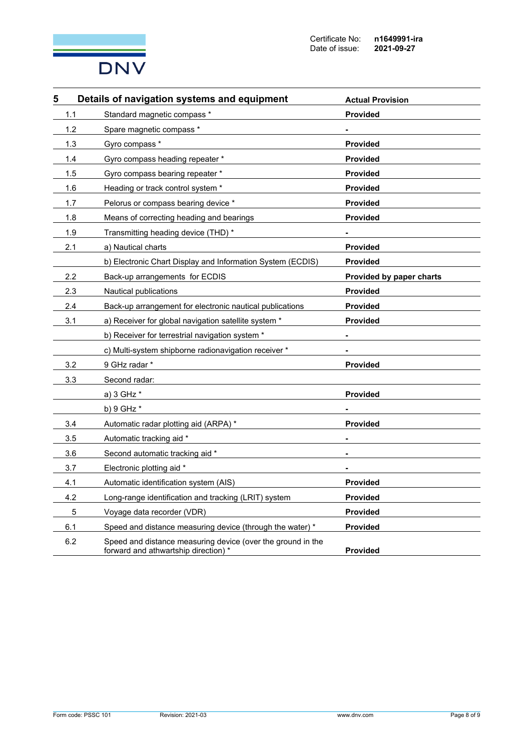Certificate No: **n1649991-ira**
Date of issue: **2021-09-27**

| 5 | Details of navigation systems and equipment | Actual Provision |
|---|---|---|
| 1.1 | Standard magnetic compass * | **Provided** |
| 1.2 | Spare magnetic compass * | **-** |
| 1.3 | Gyro compass * | **Provided** |
| 1.4 | Gyro compass heading repeater * | **Provided** |
| 1.5 | Gyro compass bearing repeater * | **Provided** |
| 1.6 | Heading or track control system * | **Provided** |
| 1.7 | Pelorus or compass bearing device * | **Provided** |
| 1.8 | Means of correcting heading and bearings | **Provided** |
| 1.9 | Transmitting heading device (THD) * | **-** |
| 2.1 | a) Nautical charts | **Provided** |
| | b) Electronic Chart Display and Information System (ECDIS) | **Provided** |
| 2.2 | Back-up arrangements for ECDIS | **Provided by paper charts** |
| 2.3 | Nautical publications | **Provided** |
| 2.4 | Back-up arrangement for electronic nautical publications | **Provided** |
| 3.1 | a) Receiver for global navigation satellite system * | **Provided** |
| | b) Receiver for terrestrial navigation system * | **-** |
| | c) Multi-system shipborne radionavigation receiver * | **-** |
| 3.2 | 9 GHz radar * | **Provided** |
| 3.3 | Second radar: | |
| | a) 3 GHz * | **Provided** |
| | b) 9 GHz * | **-** |
| 3.4 | Automatic radar plotting aid (ARPA) * | **Provided** |
| 3.5 | Automatic tracking aid * | **-** |
| 3.6 | Second automatic tracking aid * | **-** |
| 3.7 | Electronic plotting aid * | **-** |
| 4.1 | Automatic identification system (AIS) | **Provided** |
| 4.2 | Long-range identification and tracking (LRIT) system | **Provided** |
| 5 | Voyage data recorder (VDR) | **Provided** |
| 6.1 | Speed and distance measuring device (through the water) * | **Provided** |
| 6.2 | Speed and distance measuring device (over the ground in the forward and athwartship direction) * | **Provided** |

Form code: PSSC 101 Revision: 2021-03 www.dnv.com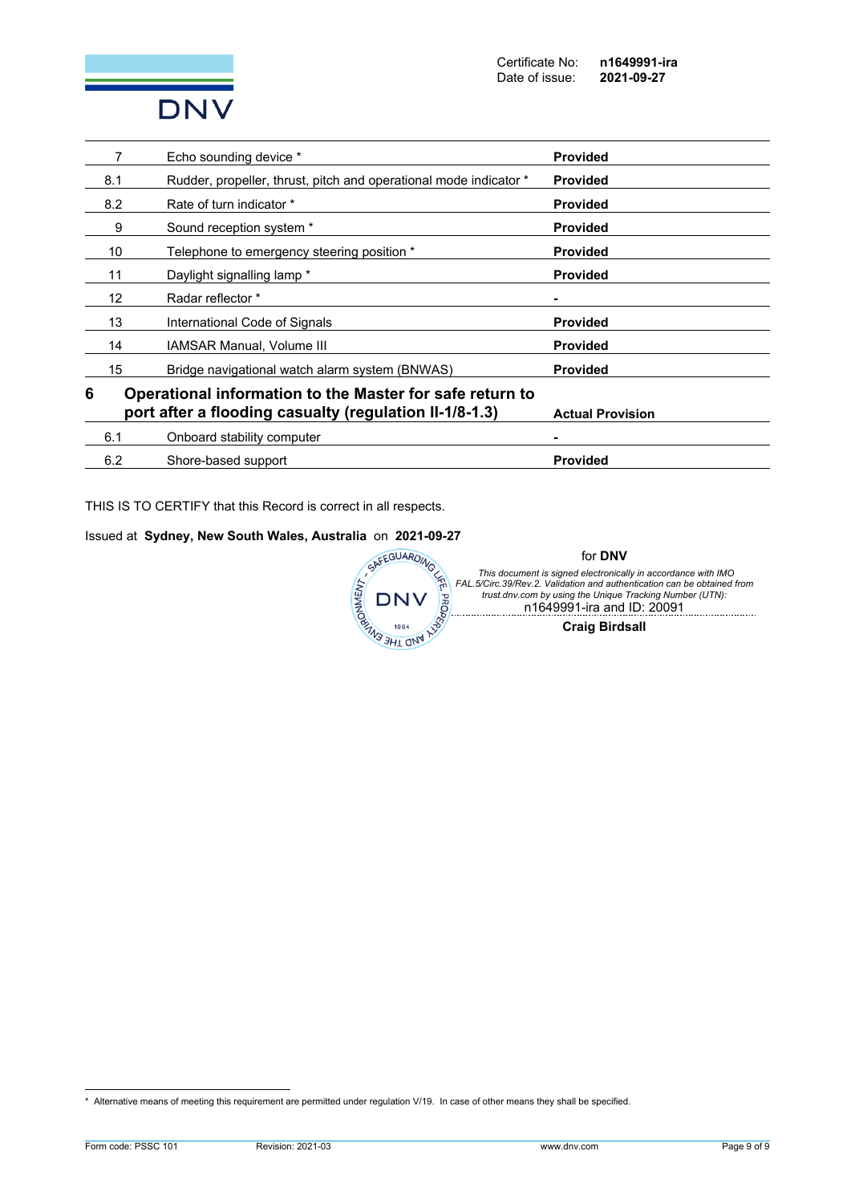Certificate No: **n1649991-ira**
Date of issue: **2021-09-27**

| | | |
|---|---|---|
| 7 | Echo sounding device * | **Provided** |
| 8.1 | Rudder, propeller, thrust, pitch and operational mode indicator * | **Provided** |
| 8.2 | Rate of turn indicator * | **Provided** |
| 9 | Sound reception system * | **Provided** |
| 10 | Telephone to emergency steering position * | **Provided** |
| 11 | Daylight signalling lamp * | **Provided** |
| 12 | Radar reflector * | **-** |
| 13 | International Code of Signals | **Provided** |
| 14 | IAMSAR Manual, Volume III | **Provided** |
| 15 | Bridge navigational watch alarm system (BNWAS) | **Provided** |

## 6 Operational information to the Master for safe return to port after a flooding casualty (regulation II-1/8-1.3)

| | | **Actual Provision** |
|---|---|---|
| 6.1 | Onboard stability computer | **-** |
| 6.2 | Shore-based support | **Provided** |

THIS IS TO CERTIFY that this Record is correct in all respects.

Issued at **Sydney, New South Wales, Australia** on **2021-09-27**

for **DNV**

*This document is signed electronically in accordance with IMO FAL.5/Circ.39/Rev.2. Validation and authentication can be obtained from trust.dnv.com by using the Unique Tracking Number (UTN):*
n1649991-ira and ID: 20091

**Craig Birdsall**

\* Alternative means of meeting this requirement are permitted under regulation V/19. In case of other means they shall be specified.

Form code: PSSC 101 Revision: 2021-03 www.dnv.com